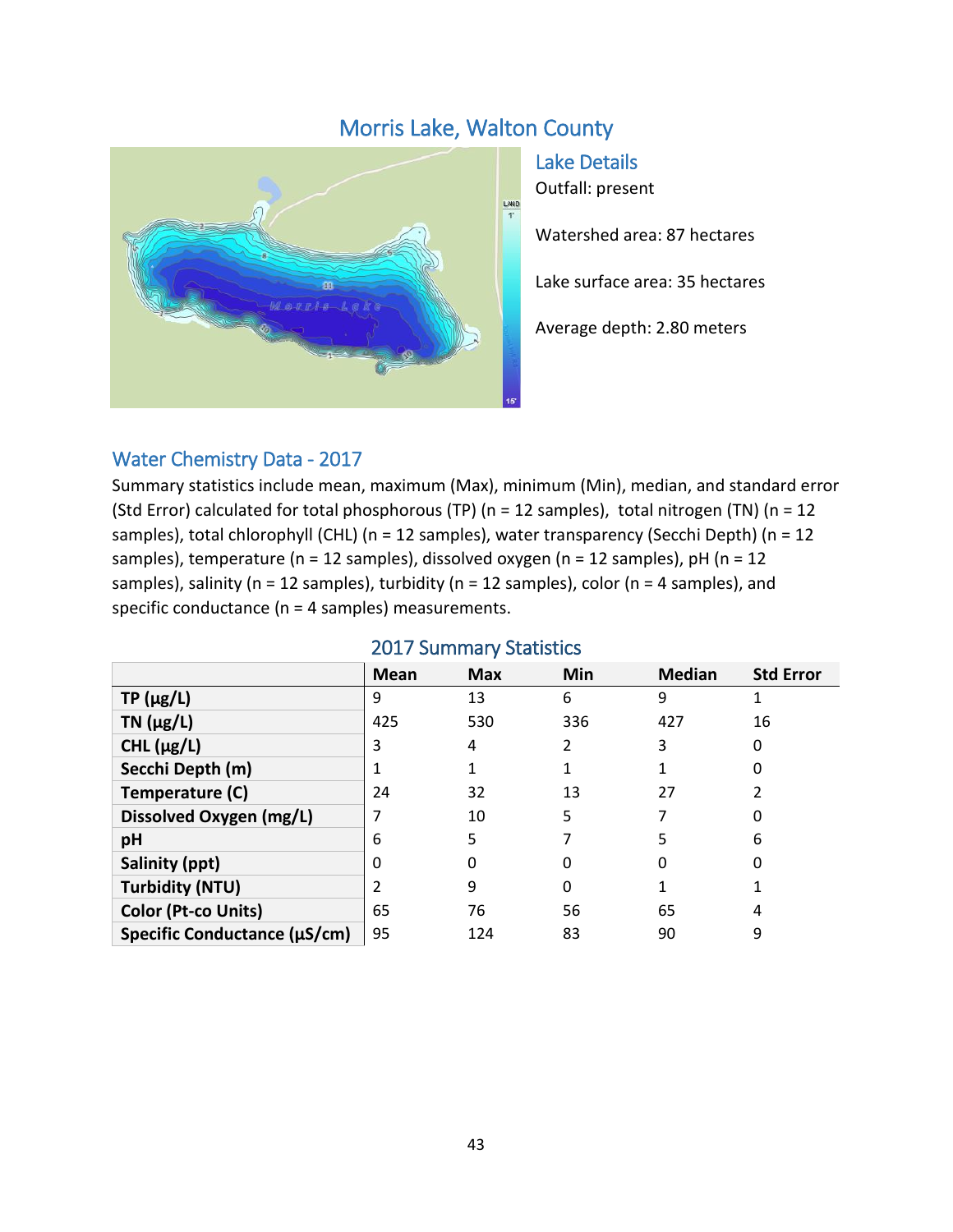# Morris Lake, Walton County

## Lake Details

Outfall: present

Watershed area: 87 hectares

Lake surface area: 35 hectares

Average depth: 2.80 meters

## Water Chemistry Data - 2017

Summary statistics include mean, maximum (Max), minimum (Min), median, and standard error (Std Error) calculated for total phosphorous (TP) (n = 12 samples), total nitrogen (TN) (n = 12 samples), total chlorophyll (CHL) (n = 12 samples), water transparency (Secchi Depth) (n = 12 samples), temperature (n = 12 samples), dissolved oxygen (n = 12 samples), pH (n = 12 samples), salinity (n = 12 samples), turbidity (n = 12 samples), color (n = 4 samples), and specific conductance (n = 4 samples) measurements.

### 2017 Summary Statistics

| | Mean | Max | Min | Median | Std Error |
|---|---|---|---|---|---|
| **TP (µg/L)** | 9 | 13 | 6 | 9 | 1 |
| **TN (µg/L)** | 425 | 530 | 336 | 427 | 16 |
| **CHL (µg/L)** | 3 | 4 | 2 | 3 | 0 |
| **Secchi Depth (m)** | 1 | 1 | 1 | 1 | 0 |
| **Temperature (C)** | 24 | 32 | 13 | 27 | 2 |
| **Dissolved Oxygen (mg/L)** | 7 | 10 | 5 | 7 | 0 |
| **pH** | 6 | 5 | 7 | 5 | 6 |
| **Salinity (ppt)** | 0 | 0 | 0 | 0 | 0 |
| **Turbidity (NTU)** | 2 | 9 | 0 | 1 | 1 |
| **Color (Pt-co Units)** | 65 | 76 | 56 | 65 | 4 |
| **Specific Conductance (µS/cm)** | 95 | 124 | 83 | 90 | 9 |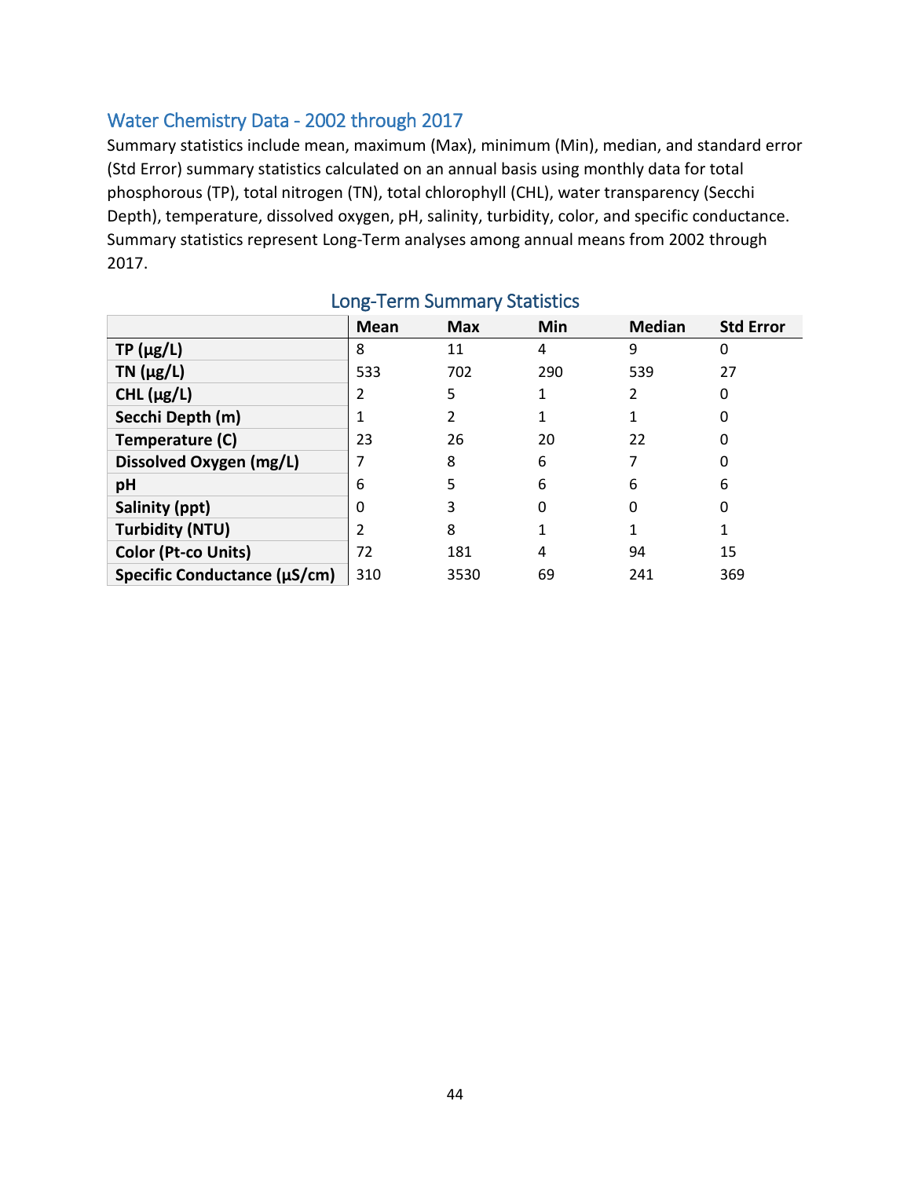## Water Chemistry Data - 2002 through 2017

Summary statistics include mean, maximum (Max), minimum (Min), median, and standard error (Std Error) summary statistics calculated on an annual basis using monthly data for total phosphorous (TP), total nitrogen (TN), total chlorophyll (CHL), water transparency (Secchi Depth), temperature, dissolved oxygen, pH, salinity, turbidity, color, and specific conductance. Summary statistics represent Long-Term analyses among annual means from 2002 through 2017.

### Long-Term Summary Statistics

| | Mean | Max | Min | Median | Std Error |
|---|---|---|---|---|---|
| **TP (µg/L)** | 8 | 11 | 4 | 9 | 0 |
| **TN (µg/L)** | 533 | 702 | 290 | 539 | 27 |
| **CHL (µg/L)** | 2 | 5 | 1 | 2 | 0 |
| **Secchi Depth (m)** | 1 | 2 | 1 | 1 | 0 |
| **Temperature (C)** | 23 | 26 | 20 | 22 | 0 |
| **Dissolved Oxygen (mg/L)** | 7 | 8 | 6 | 7 | 0 |
| **pH** | 6 | 5 | 6 | 6 | 6 |
| **Salinity (ppt)** | 0 | 3 | 0 | 0 | 0 |
| **Turbidity (NTU)** | 2 | 8 | 1 | 1 | 1 |
| **Color (Pt-co Units)** | 72 | 181 | 4 | 94 | 15 |
| **Specific Conductance (µS/cm)** | 310 | 3530 | 69 | 241 | 369 |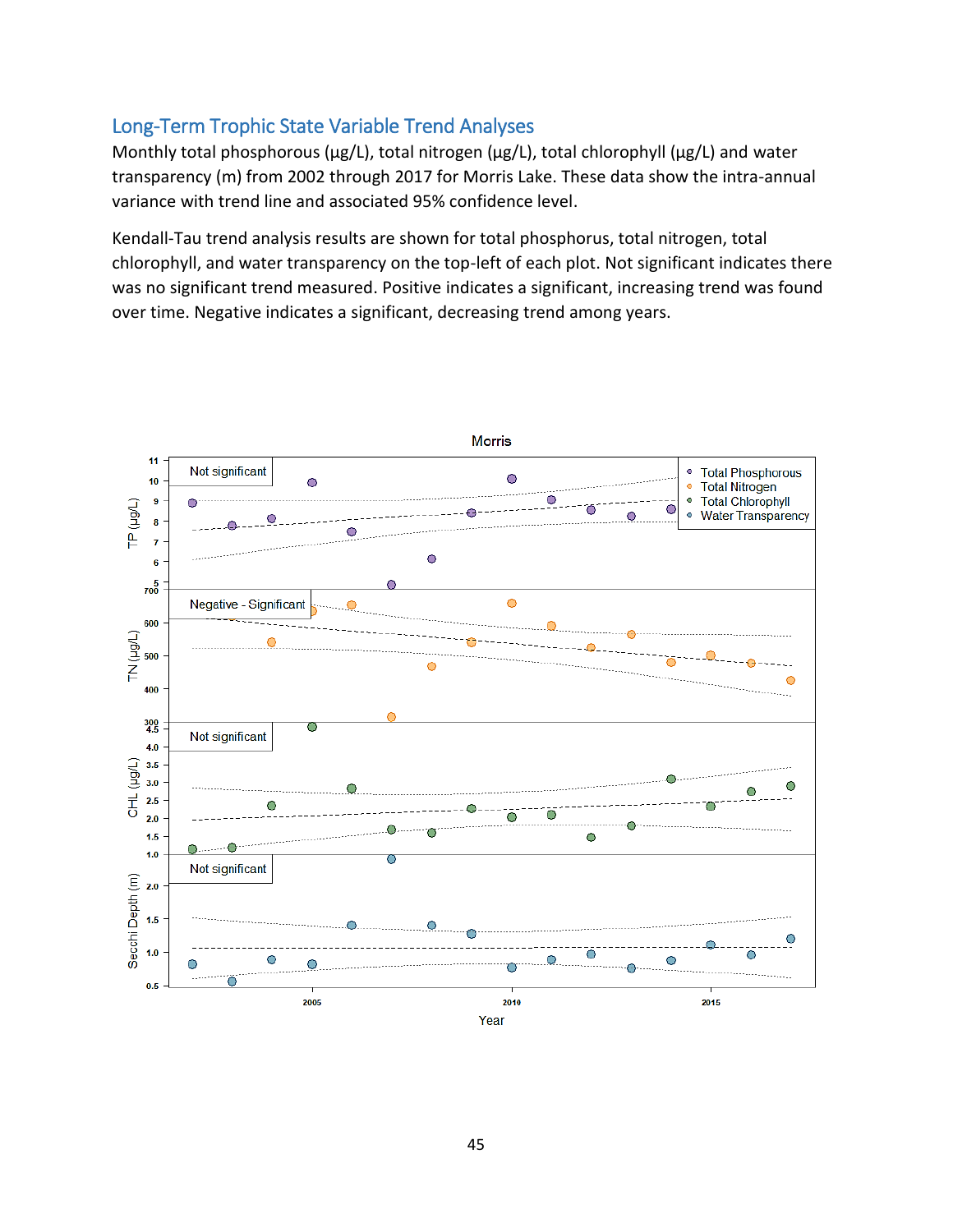## Long-Term Trophic State Variable Trend Analyses

Monthly total phosphorous (µg/L), total nitrogen (µg/L), total chlorophyll (µg/L) and water transparency (m) from 2002 through 2017 for Morris Lake. These data show the intra-annual variance with trend line and associated 95% confidence level.

Kendall-Tau trend analysis results are shown for total phosphorus, total nitrogen, total chlorophyll, and water transparency on the top-left of each plot. Not significant indicates there was no significant trend measured. Positive indicates a significant, increasing trend was found over time. Negative indicates a significant, decreasing trend among years.

Morris

Not significant

Negative - Significant

Not significant

Not significant

Total Phosphorous
Total Nitrogen
Total Chlorophyll
Water Transparency

TP (µg/L)
5
6
7
8
9
10
11

TN (µg/L)
300
400
500
600
700

CHL (µg/L)
1.0
1.5
2.0
2.5
3.0
3.5
4.0
4.5

Secchi Depth (m)
0.5
1.0
1.5
2.0

2005
2010
2015

Year